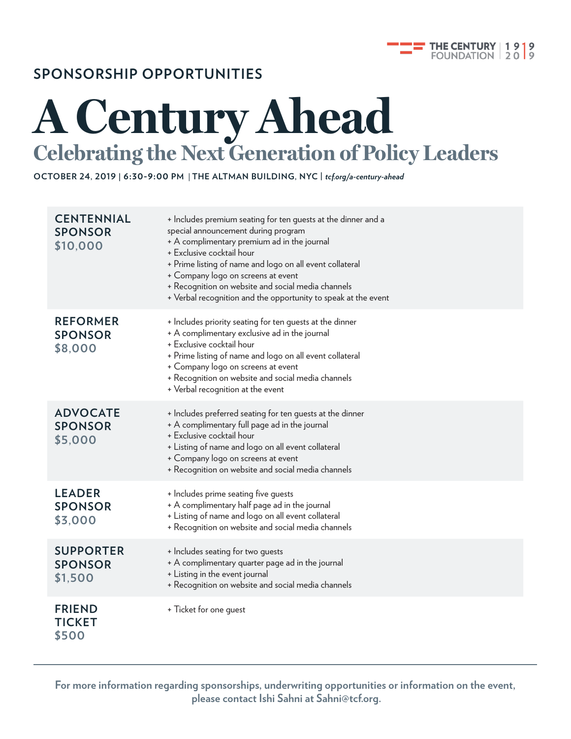THE CENTURY FOUNDATION | 1919 2019

## SPONSORSHIP OPPORTUNITIES

# A Century Ahead

## Celebrating the Next Generation of Policy Leaders

**OCTOBER 24, 2019 | 6:30-9:00 PM | THE ALTMAN BUILDING, NYC |** ***tcf.org/a-century-ahead***

| Level | Benefits |
|---|---|
| **CENTENNIAL SPONSOR** $10,000 | + Includes premium seating for ten guests at the dinner and a special announcement during program<br>+ A complimentary premium ad in the journal<br>+ Exclusive cocktail hour<br>+ Prime listing of name and logo on all event collateral<br>+ Company logo on screens at event<br>+ Recognition on website and social media channels<br>+ Verbal recognition and the opportunity to speak at the event |
| **REFORMER SPONSOR** $8,000 | + Includes priority seating for ten guests at the dinner<br>+ A complimentary exclusive ad in the journal<br>+ Exclusive cocktail hour<br>+ Prime listing of name and logo on all event collateral<br>+ Company logo on screens at event<br>+ Recognition on website and social media channels<br>+ Verbal recognition at the event |
| **ADVOCATE SPONSOR** $5,000 | + Includes preferred seating for ten guests at the dinner<br>+ A complimentary full page ad in the journal<br>+ Exclusive cocktail hour<br>+ Listing of name and logo on all event collateral<br>+ Company logo on screens at event<br>+ Recognition on website and social media channels |
| **LEADER SPONSOR** $3,000 | + Includes prime seating five guests<br>+ A complimentary half page ad in the journal<br>+ Listing of name and logo on all event collateral<br>+ Recognition on website and social media channels |
| **SUPPORTER SPONSOR** $1,500 | + Includes seating for two guests<br>+ A complimentary quarter page ad in the journal<br>+ Listing in the event journal<br>+ Recognition on website and social media channels |
| **FRIEND TICKET** $500 | + Ticket for one guest |

**For more information regarding sponsorships, underwriting opportunities or information on the event, please contact Ishi Sahni at Sahni@tcf.org.**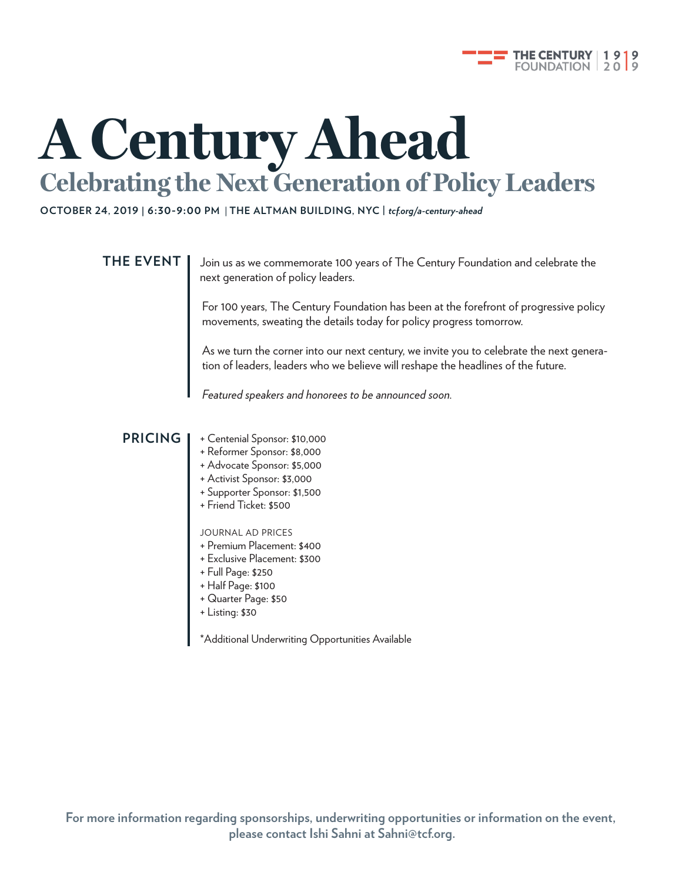THE CENTURY FOUNDATION | 1919 2019

# A Century Ahead

## Celebrating the Next Generation of Policy Leaders

**OCTOBER 24, 2019 | 6:30-9:00 PM | THE ALTMAN BUILDING, NYC |** ***tcf.org/a-century-ahead***

### THE EVENT

Join us as we commemorate 100 years of The Century Foundation and celebrate the next generation of policy leaders.

For 100 years, The Century Foundation has been at the forefront of progressive policy movements, sweating the details today for policy progress tomorrow.

As we turn the corner into our next century, we invite you to celebrate the next generation of leaders, leaders who we believe will reshape the headlines of the future.

*Featured speakers and honorees to be announced soon.*

### PRICING

+ Centenial Sponsor: $10,000
+ Reformer Sponsor: $8,000
+ Advocate Sponsor: $5,000
+ Activist Sponsor: $3,000
+ Supporter Sponsor: $1,500
+ Friend Ticket: $500

JOURNAL AD PRICES

+ Premium Placement: $400
+ Exclusive Placement: $300
+ Full Page: $250
+ Half Page: $100
+ Quarter Page: $50
+ Listing: $30

*Additional Underwriting Opportunities Available

**For more information regarding sponsorships, underwriting opportunities or information on the event, please contact Ishi Sahni at Sahni@tcf.org.**